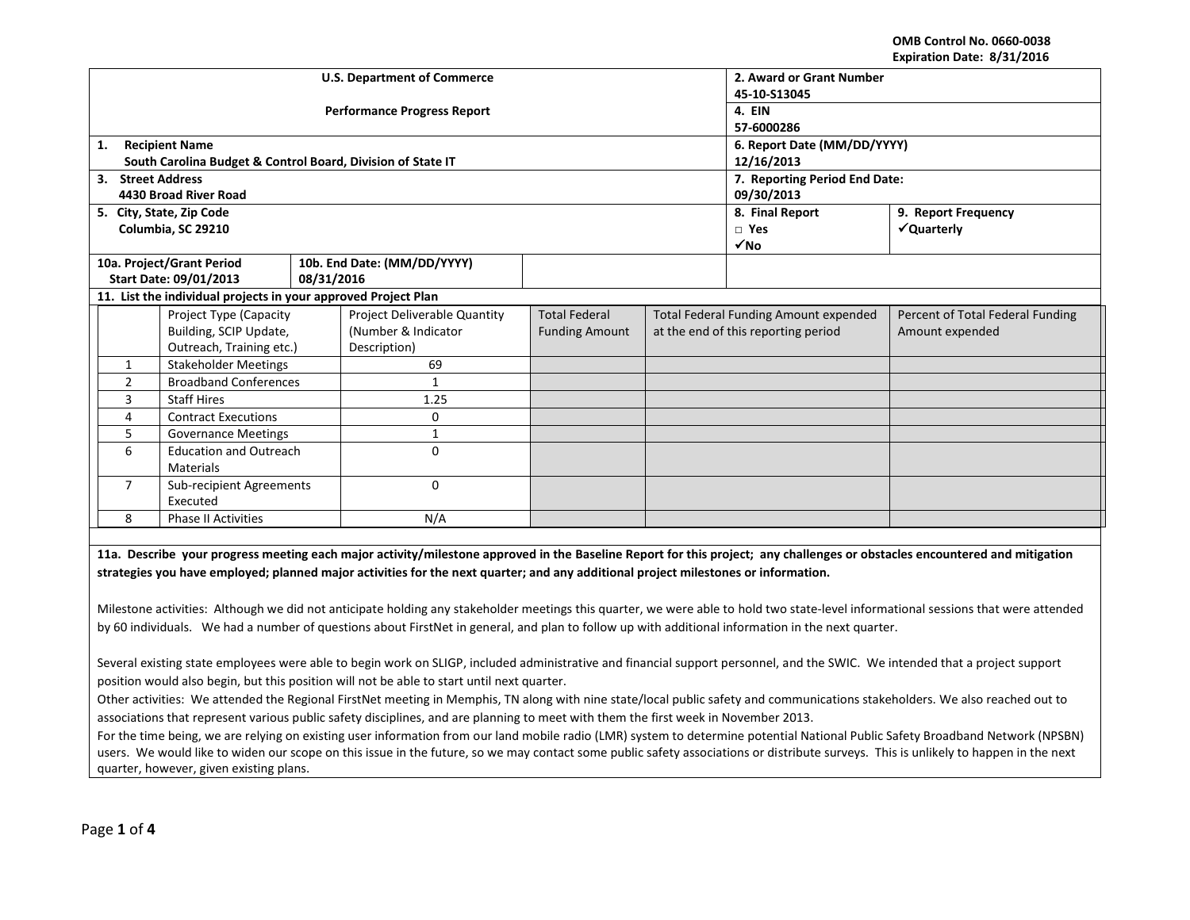OMB Control No. 0660-0038
Expiration Date: 8/31/2016

| U.S. Department of Commerce<br>Performance Progress Report | 2. Award or Grant Number<br>45-10-S13045 | |
|---|---|---|
| | 4. EIN<br>57-6000286 | |
| 1. Recipient Name<br>South Carolina Budget & Control Board, Division of State IT | 6. Report Date (MM/DD/YYYY)<br>12/16/2013 | |
| 3. Street Address<br>4430 Broad River Road | 7. Reporting Period End Date:<br>09/30/2013 | |
| 5. City, State, Zip Code<br>Columbia, SC 29210 | 8. Final Report<br>□ Yes<br>✓No | 9. Report Frequency<br>✓Quarterly |
| 10a. Project/Grant Period Start Date: 09/01/2013 | 10b. End Date: (MM/DD/YYYY) 08/31/2016 | |

**11. List the individual projects in your approved Project Plan**

| | Project Type (Capacity Building, SCIP Update, Outreach, Training etc.) | Project Deliverable Quantity (Number & Indicator Description) | Total Federal Funding Amount | Total Federal Funding Amount expended at the end of this reporting period | Percent of Total Federal Funding Amount expended |
|---|---|---|---|---|---|
| 1 | Stakeholder Meetings | 69 | | | |
| 2 | Broadband Conferences | 1 | | | |
| 3 | Staff Hires | 1.25 | | | |
| 4 | Contract Executions | 0 | | | |
| 5 | Governance Meetings | 1 | | | |
| 6 | Education and Outreach Materials | 0 | | | |
| 7 | Sub-recipient Agreements Executed | 0 | | | |
| 8 | Phase II Activities | N/A | | | |

**11a. Describe your progress meeting each major activity/milestone approved in the Baseline Report for this project; any challenges or obstacles encountered and mitigation strategies you have employed; planned major activities for the next quarter; and any additional project milestones or information.**

Milestone activities: Although we did not anticipate holding any stakeholder meetings this quarter, we were able to hold two state-level informational sessions that were attended by 60 individuals. We had a number of questions about FirstNet in general, and plan to follow up with additional information in the next quarter.

Several existing state employees were able to begin work on SLIGP, included administrative and financial support personnel, and the SWIC. We intended that a project support position would also begin, but this position will not be able to start until next quarter.

Other activities: We attended the Regional FirstNet meeting in Memphis, TN along with nine state/local public safety and communications stakeholders. We also reached out to associations that represent various public safety disciplines, and are planning to meet with them the first week in November 2013.

For the time being, we are relying on existing user information from our land mobile radio (LMR) system to determine potential National Public Safety Broadband Network (NPSBN) users. We would like to widen our scope on this issue in the future, so we may contact some public safety associations or distribute surveys. This is unlikely to happen in the next quarter, however, given existing plans.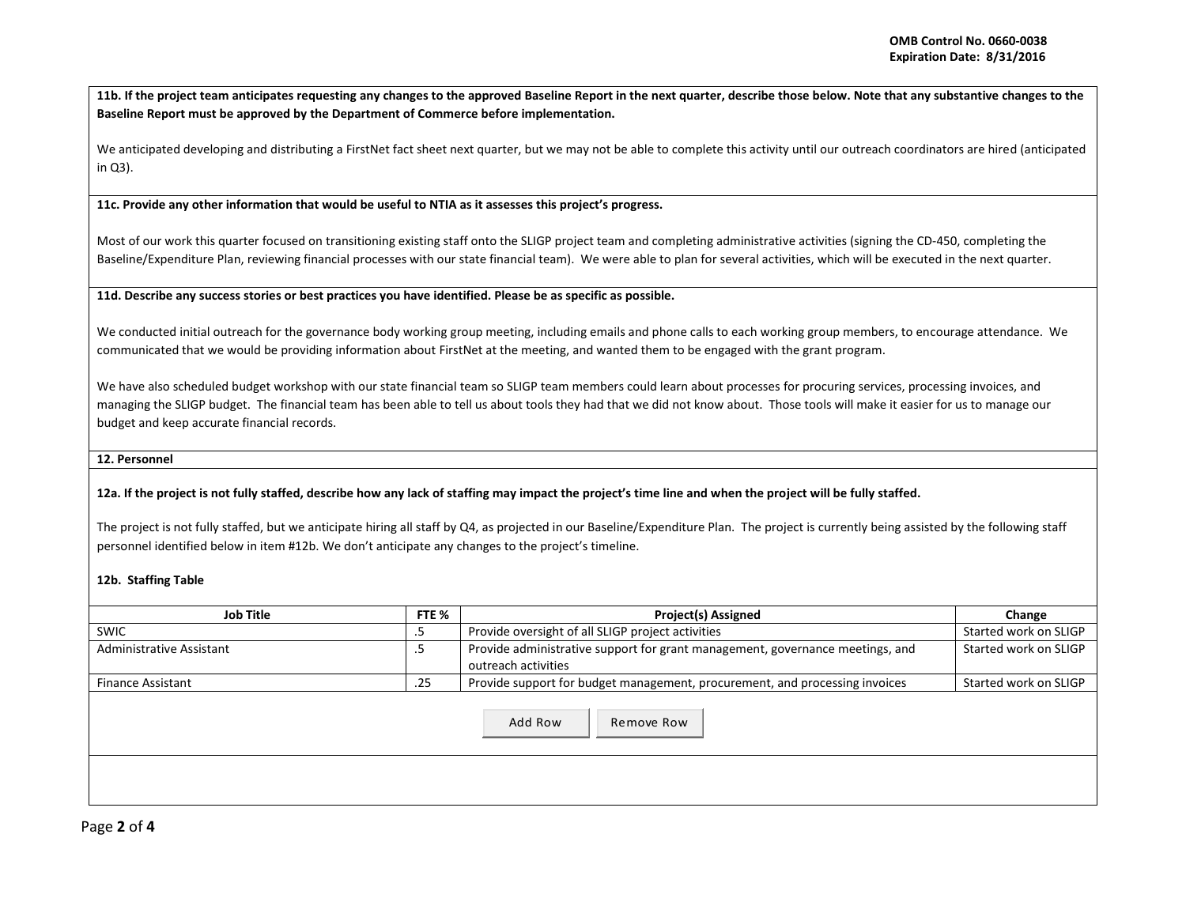**11b. If the project team anticipates requesting any changes to the approved Baseline Report in the next quarter, describe those below. Note that any substantive changes to the Baseline Report must be approved by the Department of Commerce before implementation.**

We anticipated developing and distributing a FirstNet fact sheet next quarter, but we may not be able to complete this activity until our outreach coordinators are hired (anticipated in Q3).

**11c. Provide any other information that would be useful to NTIA as it assesses this project's progress.**

Most of our work this quarter focused on transitioning existing staff onto the SLIGP project team and completing administrative activities (signing the CD-450, completing the Baseline/Expenditure Plan, reviewing financial processes with our state financial team). We were able to plan for several activities, which will be executed in the next quarter.

**11d. Describe any success stories or best practices you have identified. Please be as specific as possible.**

We conducted initial outreach for the governance body working group meeting, including emails and phone calls to each working group members, to encourage attendance. We communicated that we would be providing information about FirstNet at the meeting, and wanted them to be engaged with the grant program.

We have also scheduled budget workshop with our state financial team so SLIGP team members could learn about processes for procuring services, processing invoices, and managing the SLIGP budget. The financial team has been able to tell us about tools they had that we did not know about. Those tools will make it easier for us to manage our budget and keep accurate financial records.

**12. Personnel**

**12a. If the project is not fully staffed, describe how any lack of staffing may impact the project's time line and when the project will be fully staffed.**

The project is not fully staffed, but we anticipate hiring all staff by Q4, as projected in our Baseline/Expenditure Plan. The project is currently being assisted by the following staff personnel identified below in item #12b. We don't anticipate any changes to the project's timeline.

**12b. Staffing Table**

| Job Title | FTE % | Project(s) Assigned | Change |
|---|---|---|---|
| SWIC | .5 | Provide oversight of all SLIGP project activities | Started work on SLIGP |
| Administrative Assistant | .5 | Provide administrative support for grant management, governance meetings, and outreach activities | Started work on SLIGP |
| Finance Assistant | .25 | Provide support for budget management, procurement, and processing invoices | Started work on SLIGP |

Add Row Remove Row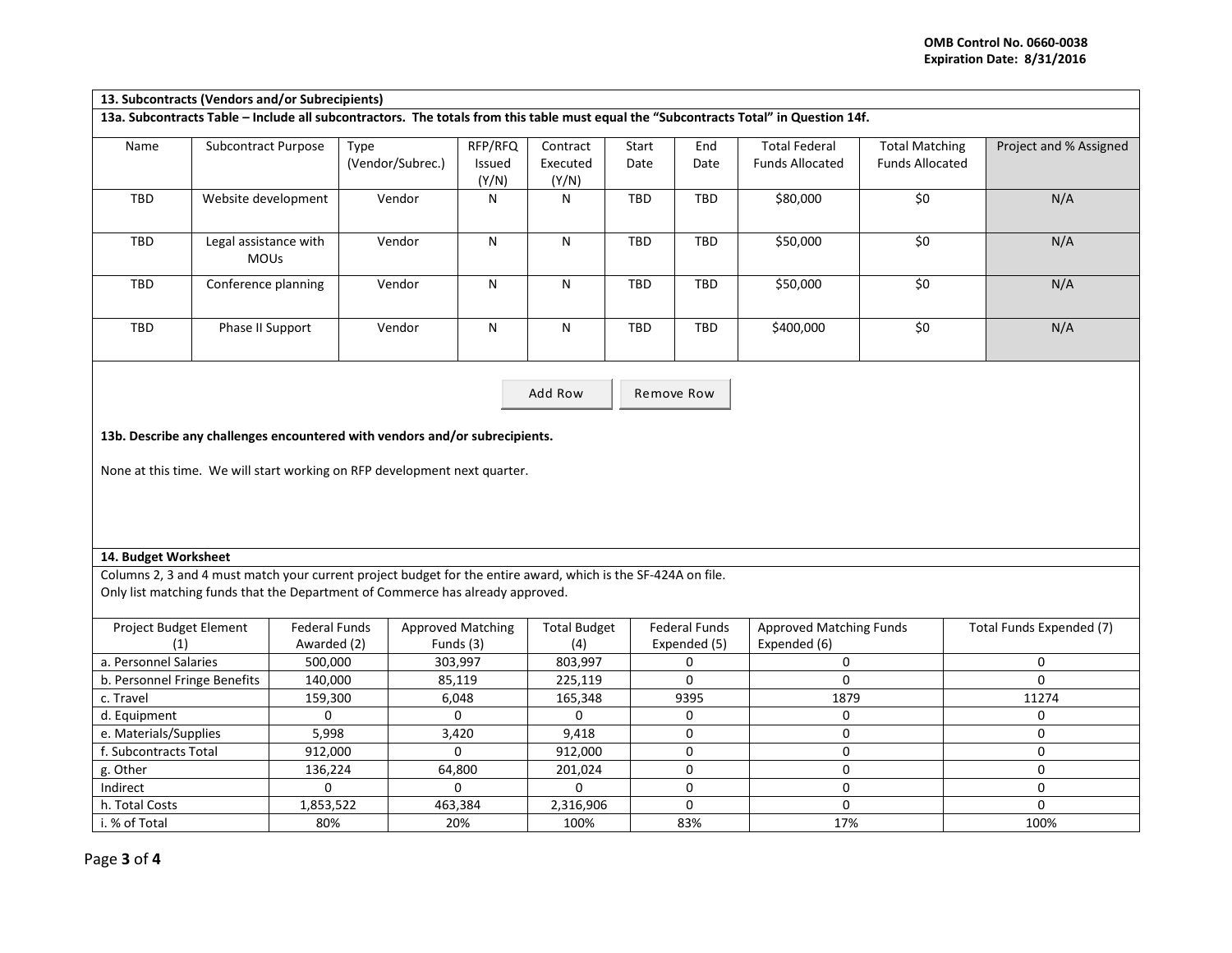## 13. Subcontracts (Vendors and/or Subrecipients)

**13a. Subcontracts Table – Include all subcontractors. The totals from this table must equal the "Subcontracts Total" in Question 14f.**

| Name | Subcontract Purpose | Type (Vendor/Subrec.) | RFP/RFQ Issued (Y/N) | Contract Executed (Y/N) | Start Date | End Date | Total Federal Funds Allocated | Total Matching Funds Allocated | Project and % Assigned |
|---|---|---|---|---|---|---|---|---|---|
| TBD | Website development | Vendor | N | N | TBD | TBD | $80,000 | $0 | N/A |
| TBD | Legal assistance with MOUs | Vendor | N | N | TBD | TBD | $50,000 | $0 | N/A |
| TBD | Conference planning | Vendor | N | N | TBD | TBD | $50,000 | $0 | N/A |
| TBD | Phase II Support | Vendor | N | N | TBD | TBD | $400,000 | $0 | N/A |

**13b. Describe any challenges encountered with vendors and/or subrecipients.**

None at this time. We will start working on RFP development next quarter.

## 14. Budget Worksheet

Columns 2, 3 and 4 must match your current project budget for the entire award, which is the SF-424A on file.
Only list matching funds that the Department of Commerce has already approved.

| Project Budget Element (1) | Federal Funds Awarded (2) | Approved Matching Funds (3) | Total Budget (4) | Federal Funds Expended (5) | Approved Matching Funds Expended (6) | Total Funds Expended (7) |
|---|---|---|---|---|---|---|
| a. Personnel Salaries | 500,000 | 303,997 | 803,997 | 0 | 0 | 0 |
| b. Personnel Fringe Benefits | 140,000 | 85,119 | 225,119 | 0 | 0 | 0 |
| c. Travel | 159,300 | 6,048 | 165,348 | 9395 | 1879 | 11274 |
| d. Equipment | 0 | 0 | 0 | 0 | 0 | 0 |
| e. Materials/Supplies | 5,998 | 3,420 | 9,418 | 0 | 0 | 0 |
| f. Subcontracts Total | 912,000 | 0 | 912,000 | 0 | 0 | 0 |
| g. Other | 136,224 | 64,800 | 201,024 | 0 | 0 | 0 |
| Indirect | 0 | 0 | 0 | 0 | 0 | 0 |
| h. Total Costs | 1,853,522 | 463,384 | 2,316,906 | 0 | 0 | 0 |
| i. % of Total | 80% | 20% | 100% | 83% | 17% | 100% |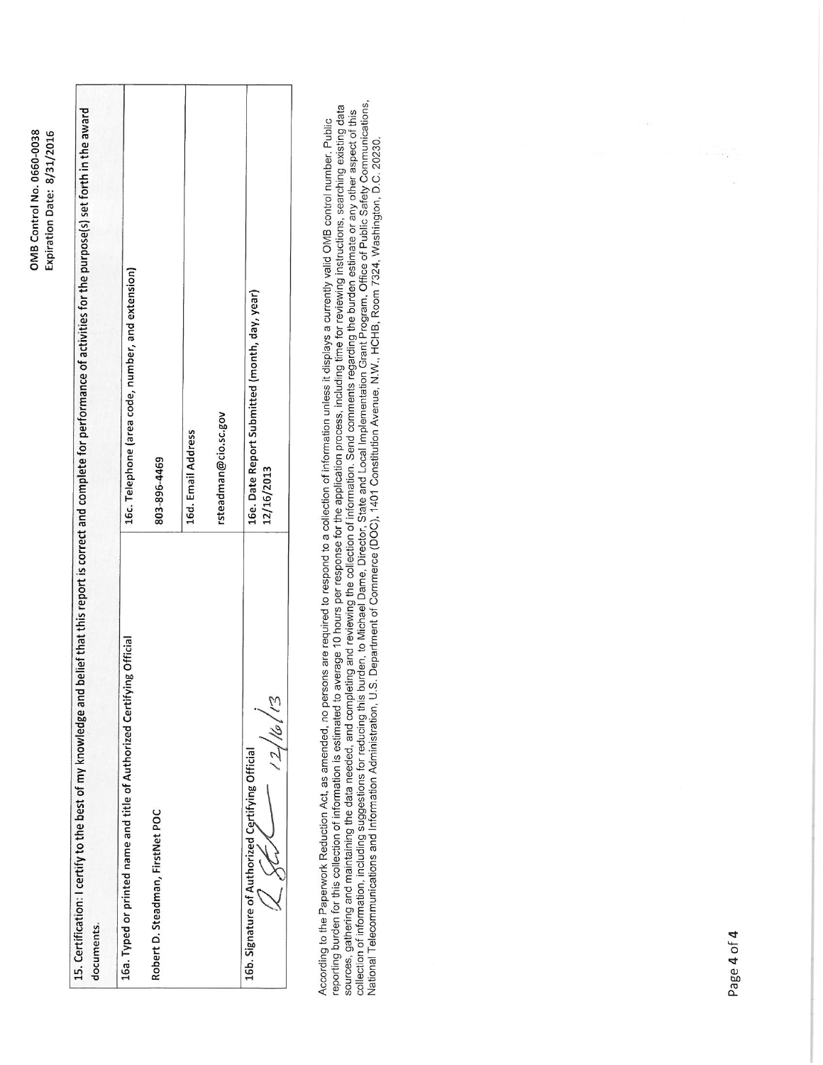OMB Control No. 0660-0038
Expiration Date: 8/31/2016

| | |
|---|---|
| 15. Certification: I certify to the best of my knowledge and belief that this report is correct and complete for performance of activities for the purpose(s) set forth in the award documents. | |
| 16a. Typed or printed name and title of Authorized Certifying Official | 16c. Telephone (area code, number, and extension) |
| Robert D. Steadman, FirstNet POC | 803-896-4469 |
| | 16d. Email Address |
| | rsteadman@cio.sc.gov |
| 16b. Signature of Authorized Certifying Official<br>[signature] 12/16/13 | 16e. Date Report Submitted (month, day, year)<br>12/16/2013 |

According to the Paperwork Reduction Act, as amended, no persons are required to respond to a collection of information unless it displays a currently valid OMB control number. Public reporting burden for this collection of information is estimated to average 10 hours per response for the application process, including time for reviewing instructions, searching existing data sources, gathering and maintaining the data needed, and completing and reviewing the collection of information. Send comments regarding the burden estimate or any other aspect of this collection of information, including suggestions for reducing this burden, to Michael Dame, Director, State and Local Implementation Grant Program, Office of Public Safety Communications, National Telecommunications and Information Administration, U.S. Department of Commerce (DOC), 1401 Constitution Avenue, N.W., HCHB, Room 7324, Washington, D.C. 20230.